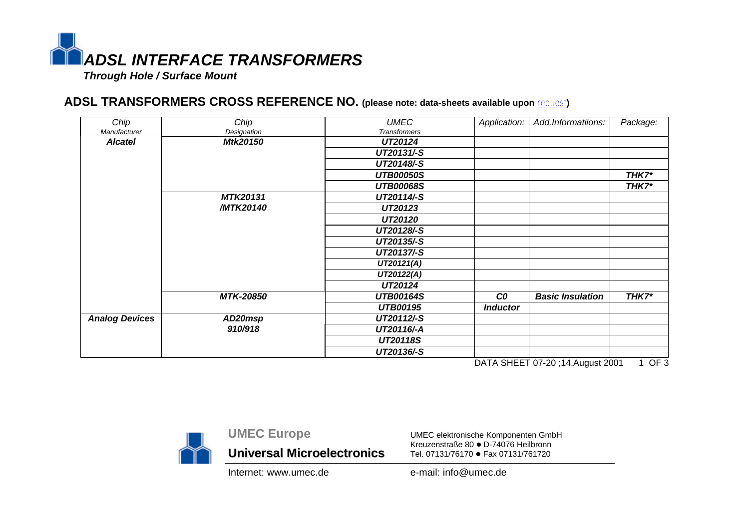# *ADSL INTERFACE TRANSFORMERS*

***Through Hole / Surface Mount***

## ADSL TRANSFORMERS CROSS REFERENCE NO. (please note: data-sheets available upon request)

| *Chip* *Manufacturer* | *Chip* *Designation* | *UMEC* *Transformers* | *Application:* | *Add.Informatiions:* | *Package:* |
|---|---|---|---|---|---|
| ***Alcatel*** | ***Mtk20150*** | ***UT20124*** | | | |
| | | ***UT20131/-S*** | | | |
| | | ***UT20148/-S*** | | | |
| | | ***UTB00050S*** | | | ***THK7**** |
| | | ***UTB00068S*** | | | ***THK7**** |
| | ***MTK20131 /MTK20140*** | ***UT20114/-S*** | | | |
| | | ***UT20123*** | | | |
| | | ***UT20120*** | | | |
| | | ***UT20128/-S*** | | | |
| | | ***UT20135/-S*** | | | |
| | | ***UT20137/-S*** | | | |
| | | ***UT20121(A)*** | | | |
| | | ***UT20122(A)*** | | | |
| | | ***UT20124*** | | | |
| | ***MTK-20850*** | ***UTB00164S*** | ***C0*** | ***Basic Insulation*** | ***THK7**** |
| | | ***UTB00195*** | ***Inductor*** | | |
| ***Analog Devices*** | ***AD20msp 910/918*** | ***UT20112/-S*** | | | |
| | | ***UT20116/-A*** | | | |
| | | ***UT20118S*** | | | |
| | | ***UT20136/-S*** | | | |

DATA SHEET 07-20 ;14.August 2001

**UMEC Europe**

**Universal Microelectronics**

UMEC elektronische Komponenten GmbH
Kreuzenstraße 80 ● D-74076 Heilbronn
Tel. 07131/76170 ● Fax 07131/761720

Internet: www.umec.de

e-mail: info@umec.de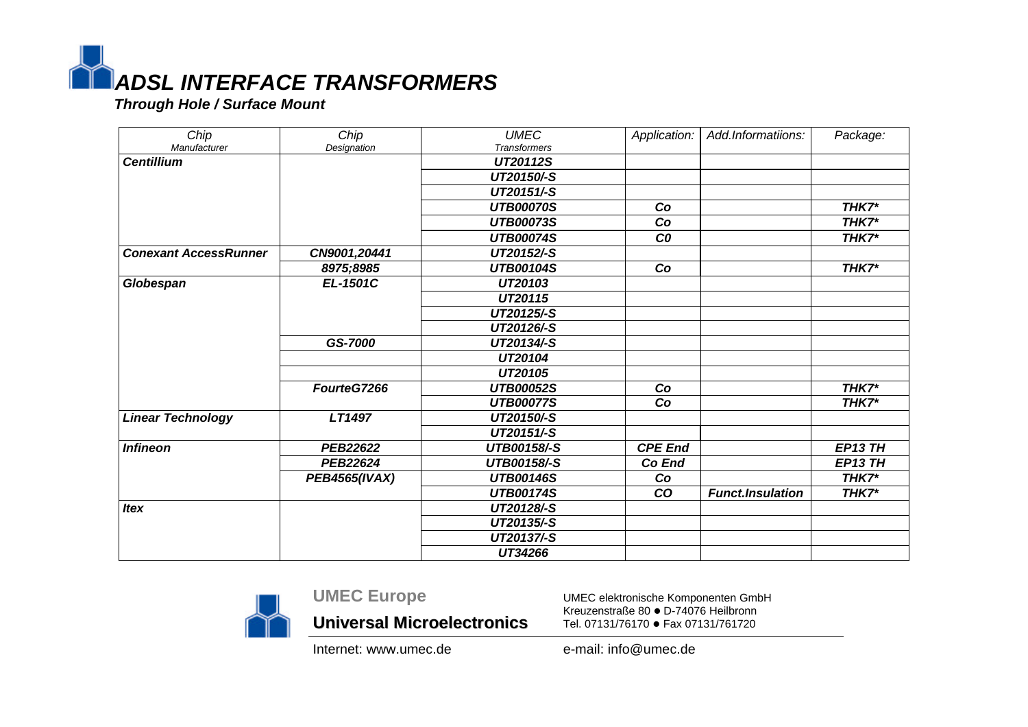# *ADSL INTERFACE TRANSFORMERS*

***Through Hole / Surface Mount***

| *Chip* *Manufacturer* | *Chip* *Designation* | *UMEC* *Transformers* | *Application:* | *Add.Informatiions:* | *Package:* |
|---|---|---|---|---|---|
| ***Centillium*** | | ***UT20112S*** | | | |
| | | ***UT20150/-S*** | | | |
| | | ***UT20151/-S*** | | | |
| | | ***UTB00070S*** | ***Co*** | | ***THK7**** |
| | | ***UTB00073S*** | ***Co*** | | ***THK7**** |
| | | ***UTB00074S*** | ***C0*** | | ***THK7**** |
| ***Conexant AccessRunner*** | ***CN9001,20441*** | ***UT20152/-S*** | | | |
| | ***8975;8985*** | ***UTB00104S*** | ***Co*** | | ***THK7**** |
| ***Globespan*** | ***EL-1501C*** | ***UT20103*** | | | |
| | | ***UT20115*** | | | |
| | | ***UT20125/-S*** | | | |
| | | ***UT20126/-S*** | | | |
| | ***GS-7000*** | ***UT20134/-S*** | | | |
| | | ***UT20104*** | | | |
| | | ***UT20105*** | | | |
| | ***FourteG7266*** | ***UTB00052S*** | ***Co*** | | ***THK7**** |
| | | ***UTB00077S*** | ***Co*** | | ***THK7**** |
| ***Linear Technology*** | ***LT1497*** | ***UT20150/-S*** | | | |
| | | ***UT20151/-S*** | | | |
| ***Infineon*** | ***PEB22622*** | ***UTB00158/-S*** | ***CPE End*** | | ***EP13 TH*** |
| | ***PEB22624*** | ***UTB00158/-S*** | ***Co End*** | | ***EP13 TH*** |
| | ***PEB4565(IVAX)*** | ***UTB00146S*** | ***Co*** | | ***THK7**** |
| | | ***UTB00174S*** | ***CO*** | ***Funct.Insulation*** | ***THK7**** |
| ***Itex*** | | ***UT20128/-S*** | | | |
| | | ***UT20135/-S*** | | | |
| | | ***UT20137/-S*** | | | |
| | | ***UT34266*** | | | |

**UMEC Europe**

**Universal Microelectronics**

UMEC elektronische Komponenten GmbH
Kreuzenstraße 80 ● D-74076 Heilbronn
Tel. 07131/76170 ● Fax 07131/761720

Internet: www.umec.de

e-mail: info@umec.de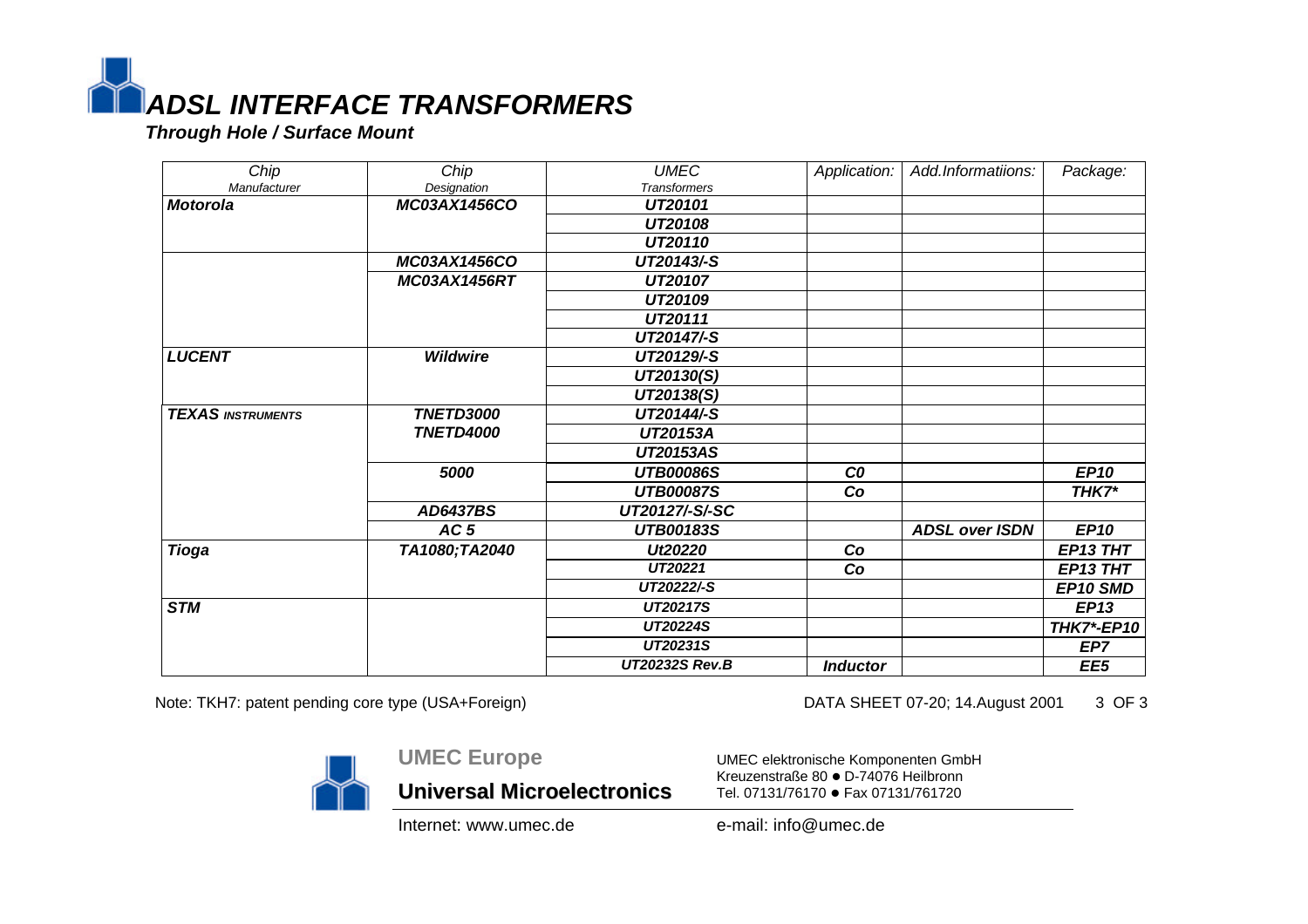# *ADSL INTERFACE TRANSFORMERS*

***Through Hole / Surface Mount***

| *Chip* *Manufacturer* | *Chip* *Designation* | *UMEC* *Transformers* | *Application:* | *Add.Informatiions:* | *Package:* |
|---|---|---|---|---|---|
| ***Motorola*** | ***MC03AX1456CO*** | ***UT20101*** | | | |
| | | ***UT20108*** | | | |
| | | ***UT20110*** | | | |
| | ***MC03AX1456CO*** | ***UT20143/-S*** | | | |
| | ***MC03AX1456RT*** | ***UT20107*** | | | |
| | | ***UT20109*** | | | |
| | | ***UT20111*** | | | |
| | | ***UT20147/-S*** | | | |
| ***LUCENT*** | ***Wildwire*** | ***UT20129/-S*** | | | |
| | | ***UT20130(S)*** | | | |
| | | ***UT20138(S)*** | | | |
| ***TEXAS INSTRUMENTS*** | ***TNETD3000*** ***TNETD4000*** | ***UT20144/-S*** | | | |
| | | ***UT20153A*** | | | |
| | | ***UT20153AS*** | | | |
| | ***5000*** | ***UTB00086S*** | ***C0*** | | ***EP10*** |
| | | ***UTB00087S*** | ***Co*** | | ***THK7**** |
| | ***AD6437BS*** | ***UT20127/-S/-SC*** | | | |
| | ***AC 5*** | ***UTB00183S*** | | ***ADSL over ISDN*** | ***EP10*** |
| ***Tioga*** | ***TA1080;TA2040*** | ***Ut20220*** | ***Co*** | | ***EP13 THT*** |
| | | ***UT20221*** | ***Co*** | | ***EP13 THT*** |
| | | ***UT20222/-S*** | | | ***EP10 SMD*** |
| ***STM*** | | ***UT20217S*** | | | ***EP13*** |
| | | ***UT20224S*** | | | ***THK7*-EP10*** |
| | | ***UT20231S*** | | | ***EP7*** |
| | | ***UT20232S Rev.B*** | ***Inductor*** | | ***EE5*** |

Note: TKH7: patent pending core type (USA+Foreign)

DATA SHEET 07-20; 14.August 2001

**UMEC Europe**

**Universal Microelectronics**

UMEC elektronische Komponenten GmbH
Kreuzenstraße 80 ● D-74076 Heilbronn
Tel. 07131/76170 ● Fax 07131/761720

Internet: www.umec.de

e-mail: info@umec.de